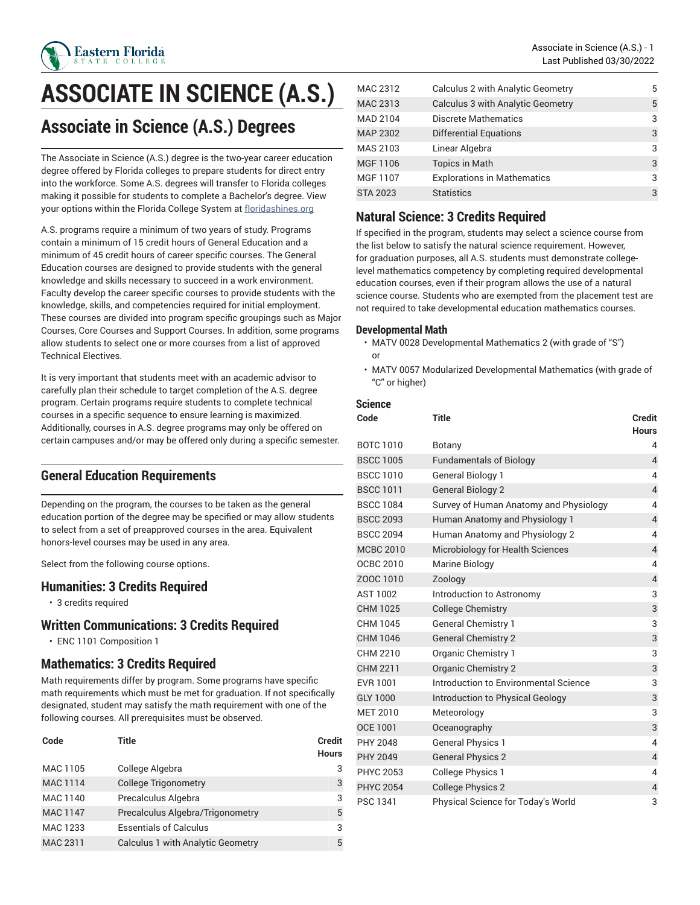# ASSOCIATE IN SCIENCE (A.S.)

## Associate in Science (A.S.) Degrees

The Associate in Science (A.S.) degree is the two-year career education degree offered by Florida colleges to prepare students for direct entry into the workforce. Some A.S. degrees will transfer to Florida colleges making it possible for students to complete a Bachelor's degree. View your options within the Florida College System at floridashines.org

A.S. programs require a minimum of two years of study. Programs contain a minimum of 15 credit hours of General Education and a minimum of 45 credit hours of career specific courses. The General Education courses are designed to provide students with the general knowledge and skills necessary to succeed in a work environment. Faculty develop the career specific courses to provide students with the knowledge, skills, and competencies required for initial employment. These courses are divided into program specific groupings such as Major Courses, Core Courses and Support Courses. In addition, some programs allow students to select one or more courses from a list of approved Technical Electives.

It is very important that students meet with an academic advisor to carefully plan their schedule to target completion of the A.S. degree program. Certain programs require students to complete technical courses in a specific sequence to ensure learning is maximized. Additionally, courses in A.S. degree programs may only be offered on certain campuses and/or may be offered only during a specific semester.

### General Education Requirements

Depending on the program, the courses to be taken as the general education portion of the degree may be specified or may allow students to select from a set of preapproved courses in the area. Equivalent honors-level courses may be used in any area.

Select from the following course options.

### Humanities: 3 Credits Required

- 3 credits required

### Written Communications: 3 Credits Required

- ENC 1101 Composition 1

### Mathematics: 3 Credits Required

Math requirements differ by program. Some programs have specific math requirements which must be met for graduation. If not specifically designated, student may satisfy the math requirement with one of the following courses. All prerequisites must be observed.

| Code | Title | Credit Hours |
|---|---|---|
| MAC 1105 | College Algebra | 3 |
| MAC 1114 | College Trigonometry | 3 |
| MAC 1140 | Precalculus Algebra | 3 |
| MAC 1147 | Precalculus Algebra/Trigonometry | 5 |
| MAC 1233 | Essentials of Calculus | 3 |
| MAC 2311 | Calculus 1 with Analytic Geometry | 5 |
| MAC 2312 | Calculus 2 with Analytic Geometry | 5 |
| MAC 2313 | Calculus 3 with Analytic Geometry | 5 |
| MAD 2104 | Discrete Mathematics | 3 |
| MAP 2302 | Differential Equations | 3 |
| MAS 2103 | Linear Algebra | 3 |
| MGF 1106 | Topics in Math | 3 |
| MGF 1107 | Explorations in Mathematics | 3 |
| STA 2023 | Statistics | 3 |

### Natural Science: 3 Credits Required

If specified in the program, students may select a science course from the list below to satisfy the natural science requirement. However, for graduation purposes, all A.S. students must demonstrate college-level mathematics competency by completing required developmental education courses, even if their program allows the use of a natural science course. Students who are exempted from the placement test are not required to take developmental education mathematics courses.

#### Developmental Math

- MATV 0028 Developmental Mathematics 2 (with grade of "S") or
- MATV 0057 Modularized Developmental Mathematics (with grade of "C" or higher)

#### Science

| Code | Title | Credit Hours |
|---|---|---|
| BOTC 1010 | Botany | 4 |
| BSCC 1005 | Fundamentals of Biology | 4 |
| BSCC 1010 | General Biology 1 | 4 |
| BSCC 1011 | General Biology 2 | 4 |
| BSCC 1084 | Survey of Human Anatomy and Physiology | 4 |
| BSCC 2093 | Human Anatomy and Physiology 1 | 4 |
| BSCC 2094 | Human Anatomy and Physiology 2 | 4 |
| MCBC 2010 | Microbiology for Health Sciences | 4 |
| OCBC 2010 | Marine Biology | 4 |
| ZOOC 1010 | Zoology | 4 |
| AST 1002 | Introduction to Astronomy | 3 |
| CHM 1025 | College Chemistry | 3 |
| CHM 1045 | General Chemistry 1 | 3 |
| CHM 1046 | General Chemistry 2 | 3 |
| CHM 2210 | Organic Chemistry 1 | 3 |
| CHM 2211 | Organic Chemistry 2 | 3 |
| EVR 1001 | Introduction to Environmental Science | 3 |
| GLY 1000 | Introduction to Physical Geology | 3 |
| MET 2010 | Meteorology | 3 |
| OCE 1001 | Oceanography | 3 |
| PHY 2048 | General Physics 1 | 4 |
| PHY 2049 | General Physics 2 | 4 |
| PHYC 2053 | College Physics 1 | 4 |
| PHYC 2054 | College Physics 2 | 4 |
| PSC 1341 | Physical Science for Today's World | 3 |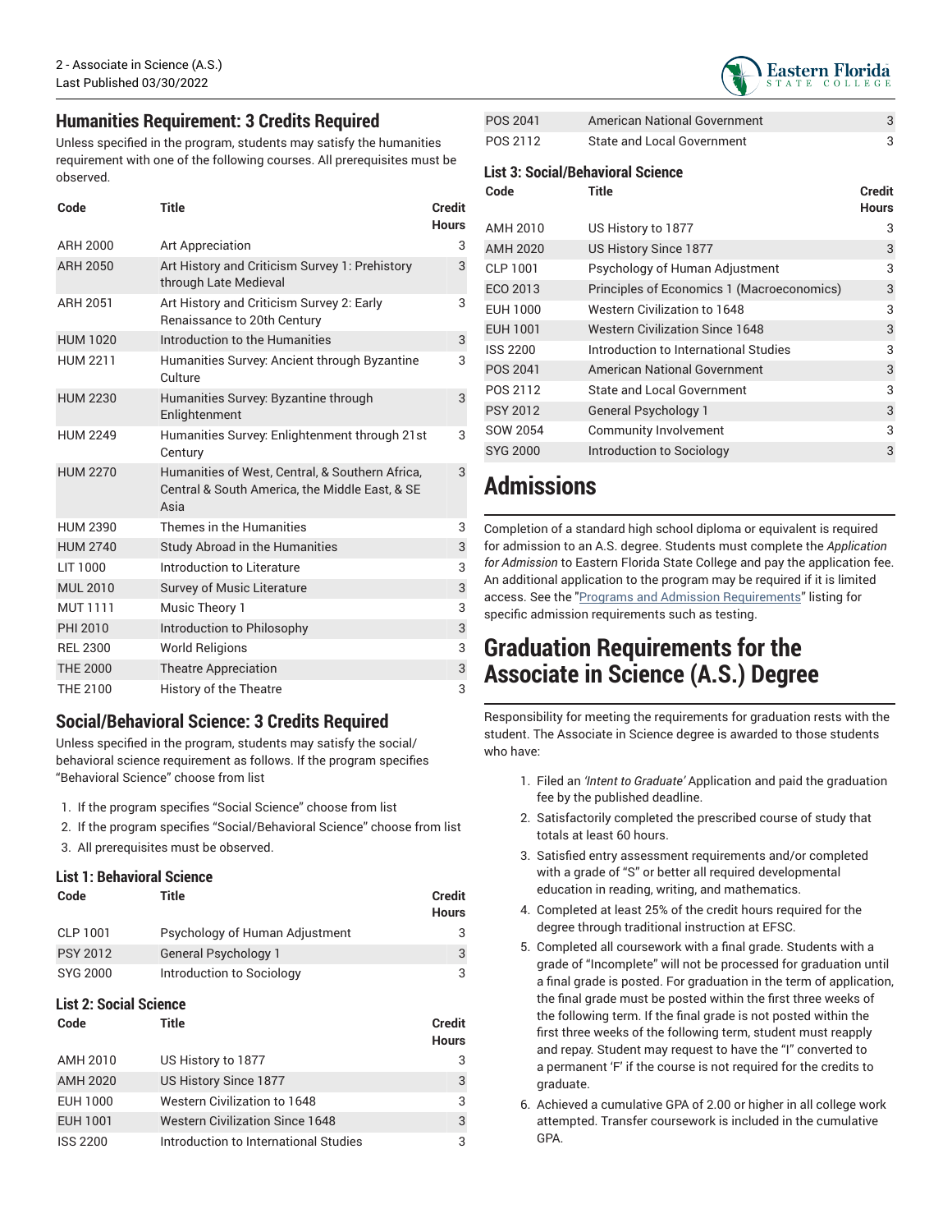## Humanities Requirement: 3 Credits Required

Unless specified in the program, students may satisfy the humanities requirement with one of the following courses. All prerequisites must be observed.

| Code | Title | Credit Hours |
|---|---|---|
| ARH 2000 | Art Appreciation | 3 |
| ARH 2050 | Art History and Criticism Survey 1: Prehistory through Late Medieval | 3 |
| ARH 2051 | Art History and Criticism Survey 2: Early Renaissance to 20th Century | 3 |
| HUM 1020 | Introduction to the Humanities | 3 |
| HUM 2211 | Humanities Survey: Ancient through Byzantine Culture | 3 |
| HUM 2230 | Humanities Survey: Byzantine through Enlightenment | 3 |
| HUM 2249 | Humanities Survey: Enlightenment through 21st Century | 3 |
| HUM 2270 | Humanities of West, Central, & Southern Africa, Central & South America, the Middle East, & SE Asia | 3 |
| HUM 2390 | Themes in the Humanities | 3 |
| HUM 2740 | Study Abroad in the Humanities | 3 |
| LIT 1000 | Introduction to Literature | 3 |
| MUL 2010 | Survey of Music Literature | 3 |
| MUT 1111 | Music Theory 1 | 3 |
| PHI 2010 | Introduction to Philosophy | 3 |
| REL 2300 | World Religions | 3 |
| THE 2000 | Theatre Appreciation | 3 |
| THE 2100 | History of the Theatre | 3 |

## Social/Behavioral Science: 3 Credits Required

Unless specified in the program, students may satisfy the social/behavioral science requirement as follows. If the program specifies "Behavioral Science" choose from list

1. If the program specifies "Social Science" choose from list
2. If the program specifies "Social/Behavioral Science" choose from list
3. All prerequisites must be observed.

### List 1: Behavioral Science

| Code | Title | Credit Hours |
|---|---|---|
| CLP 1001 | Psychology of Human Adjustment | 3 |
| PSY 2012 | General Psychology 1 | 3 |
| SYG 2000 | Introduction to Sociology | 3 |

### List 2: Social Science

| Code | Title | Credit Hours |
|---|---|---|
| AMH 2010 | US History to 1877 | 3 |
| AMH 2020 | US History Since 1877 | 3 |
| EUH 1000 | Western Civilization to 1648 | 3 |
| EUH 1001 | Western Civilization Since 1648 | 3 |
| ISS 2200 | Introduction to International Studies | 3 |
| POS 2041 | American National Government | 3 |
| POS 2112 | State and Local Government | 3 |

### List 3: Social/Behavioral Science

| Code | Title | Credit Hours |
|---|---|---|
| AMH 2010 | US History to 1877 | 3 |
| AMH 2020 | US History Since 1877 | 3 |
| CLP 1001 | Psychology of Human Adjustment | 3 |
| ECO 2013 | Principles of Economics 1 (Macroeconomics) | 3 |
| EUH 1000 | Western Civilization to 1648 | 3 |
| EUH 1001 | Western Civilization Since 1648 | 3 |
| ISS 2200 | Introduction to International Studies | 3 |
| POS 2041 | American National Government | 3 |
| POS 2112 | State and Local Government | 3 |
| PSY 2012 | General Psychology 1 | 3 |
| SOW 2054 | Community Involvement | 3 |
| SYG 2000 | Introduction to Sociology | 3 |

# Admissions

Completion of a standard high school diploma or equivalent is required for admission to an A.S. degree. Students must complete the *Application for Admission* to Eastern Florida State College and pay the application fee. An additional application to the program may be required if it is limited access. See the "Programs and Admission Requirements" listing for specific admission requirements such as testing.

# Graduation Requirements for the Associate in Science (A.S.) Degree

Responsibility for meeting the requirements for graduation rests with the student. The Associate in Science degree is awarded to those students who have:

1. Filed an *'Intent to Graduate'* Application and paid the graduation fee by the published deadline.
2. Satisfactorily completed the prescribed course of study that totals at least 60 hours.
3. Satisfied entry assessment requirements and/or completed with a grade of "S" or better all required developmental education in reading, writing, and mathematics.
4. Completed at least 25% of the credit hours required for the degree through traditional instruction at EFSC.
5. Completed all coursework with a final grade. Students with a grade of "Incomplete" will not be processed for graduation until a final grade is posted. For graduation in the term of application, the final grade must be posted within the first three weeks of the following term. If the final grade is not posted within the first three weeks of the following term, student must reapply and repay. Student may request to have the "I" converted to a permanent 'F' if the course is not required for the credits to graduate.
6. Achieved a cumulative GPA of 2.00 or higher in all college work attempted. Transfer coursework is included in the cumulative GPA.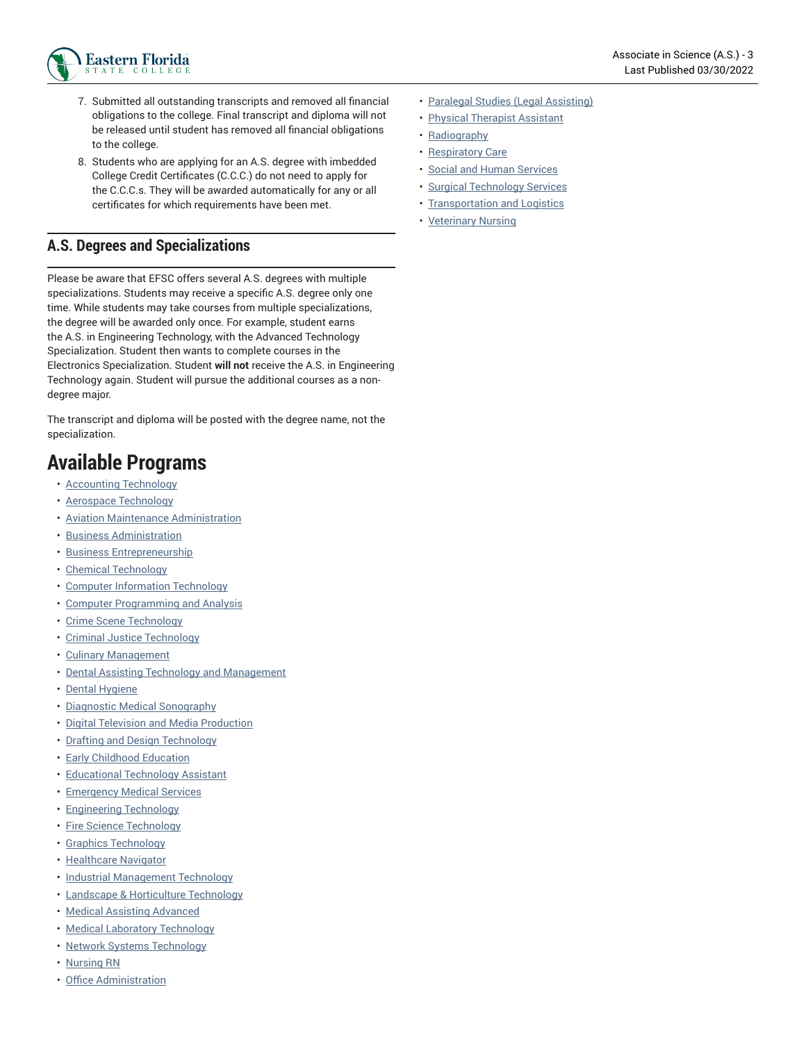7. Submitted all outstanding transcripts and removed all financial obligations to the college. Final transcript and diploma will not be released until student has removed all financial obligations to the college.
8. Students who are applying for an A.S. degree with imbedded College Credit Certificates (C.C.C.) do not need to apply for the C.C.C.s. They will be awarded automatically for any or all certificates for which requirements have been met.

## A.S. Degrees and Specializations

Please be aware that EFSC offers several A.S. degrees with multiple specializations. Students may receive a specific A.S. degree only one time. While students may take courses from multiple specializations, the degree will be awarded only once. For example, student earns the A.S. in Engineering Technology, with the Advanced Technology Specialization. Student then wants to complete courses in the Electronics Specialization. Student **will not** receive the A.S. in Engineering Technology again. Student will pursue the additional courses as a non-degree major.

The transcript and diploma will be posted with the degree name, not the specialization.

# Available Programs

- Accounting Technology
- Aerospace Technology
- Aviation Maintenance Administration
- Business Administration
- Business Entrepreneurship
- Chemical Technology
- Computer Information Technology
- Computer Programming and Analysis
- Crime Scene Technology
- Criminal Justice Technology
- Culinary Management
- Dental Assisting Technology and Management
- Dental Hygiene
- Diagnostic Medical Sonography
- Digital Television and Media Production
- Drafting and Design Technology
- Early Childhood Education
- Educational Technology Assistant
- Emergency Medical Services
- Engineering Technology
- Fire Science Technology
- Graphics Technology
- Healthcare Navigator
- Industrial Management Technology
- Landscape & Horticulture Technology
- Medical Assisting Advanced
- Medical Laboratory Technology
- Network Systems Technology
- Nursing RN
- Office Administration
- Paralegal Studies (Legal Assisting)
- Physical Therapist Assistant
- Radiography
- Respiratory Care
- Social and Human Services
- Surgical Technology Services
- Transportation and Logistics
- Veterinary Nursing